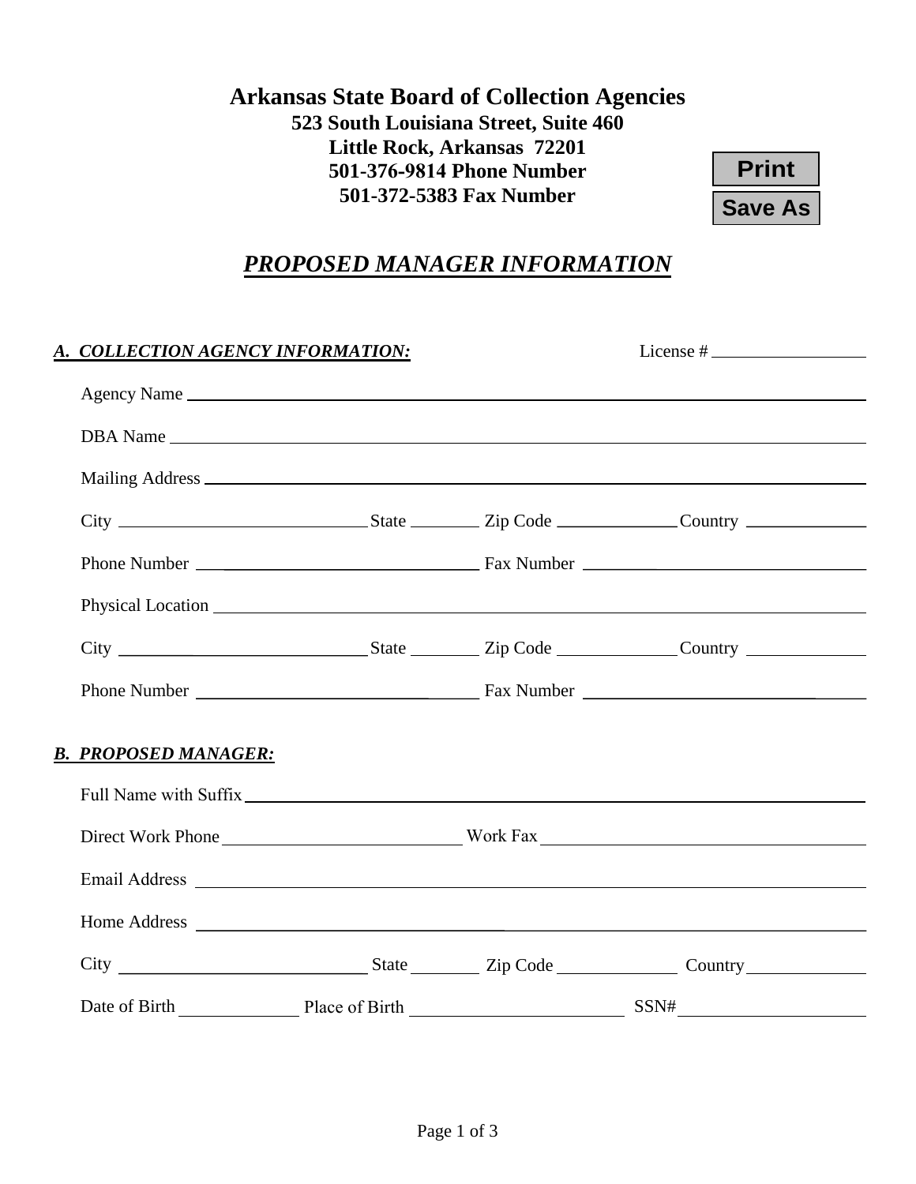# Arkansas State Board of Collection Agencies

**523 South Louisiana Street, Suite 460**
**Little Rock, Arkansas 72201**
**501-376-9814 Phone Number**
**501-372-5383 Fax Number**

Print

Save As

## ***PROPOSED MANAGER INFORMATION***

***A. COLLECTION AGENCY INFORMATION:*** License # ____________________

Agency Name ____________________________________________

DBA Name ____________________________________________

Mailing Address ____________________________________________

City ______________ State ________ Zip Code ____________ Country ____________

Phone Number ______________________ Fax Number ______________________

Physical Location ____________________________________________

City ______________ State ________ Zip Code ____________ Country ____________

Phone Number ______________________ Fax Number ______________________

***B. PROPOSED MANAGER:***

Full Name with Suffix ____________________________________________

Direct Work Phone ______________________ Work Fax ______________________

Email Address ____________________________________________

Home Address ____________________________________________

City ______________ State ________ Zip Code ____________ Country ____________

Date of Birth ____________ Place of Birth ______________________ SSN# ____________________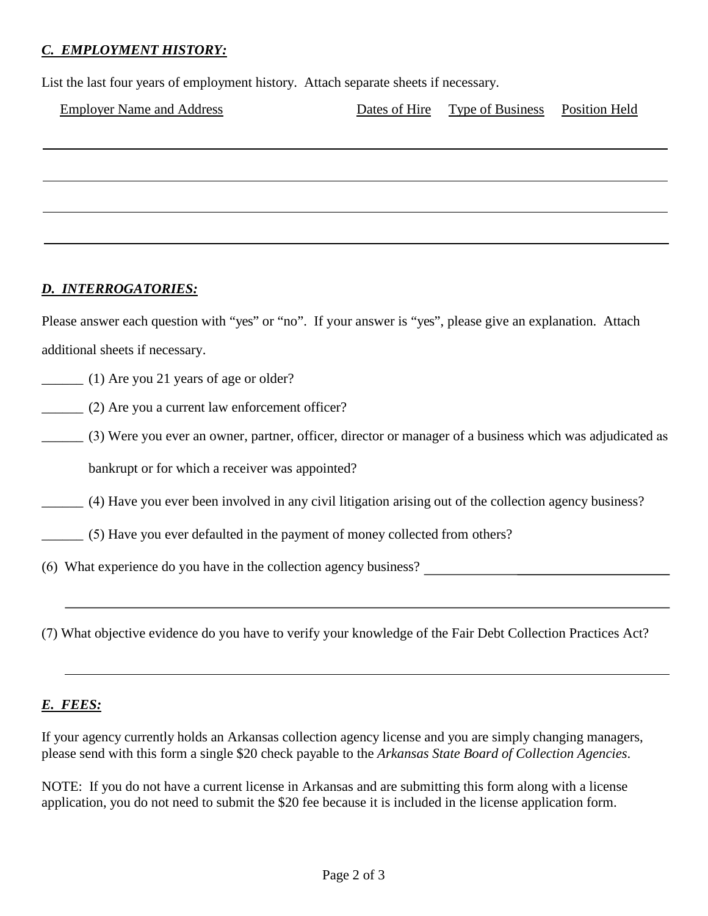## *C. EMPLOYMENT HISTORY:*

List the last four years of employment history. Attach separate sheets if necessary.

| Employer Name and Address | Dates of Hire | Type of Business | Position Held |
|---|---|---|---|
| | | | |
| | | | |
| | | | |
| | | | |

## *D. INTERROGATORIES:*

Please answer each question with "yes" or "no". If your answer is "yes", please give an explanation. Attach additional sheets if necessary.

______ (1) Are you 21 years of age or older?

______ (2) Are you a current law enforcement officer?

______ (3) Were you ever an owner, partner, officer, director or manager of a business which was adjudicated as bankrupt or for which a receiver was appointed?

______ (4) Have you ever been involved in any civil litigation arising out of the collection agency business?

______ (5) Have you ever defaulted in the payment of money collected from others?

(6) What experience do you have in the collection agency business? ____________________________________

______________________________________________________________________________

(7) What objective evidence do you have to verify your knowledge of the Fair Debt Collection Practices Act?

______________________________________________________________________________

## *E. FEES:*

If your agency currently holds an Arkansas collection agency license and you are simply changing managers, please send with this form a single $20 check payable to the *Arkansas State Board of Collection Agencies*.

NOTE: If you do not have a current license in Arkansas and are submitting this form along with a license application, you do not need to submit the $20 fee because it is included in the license application form.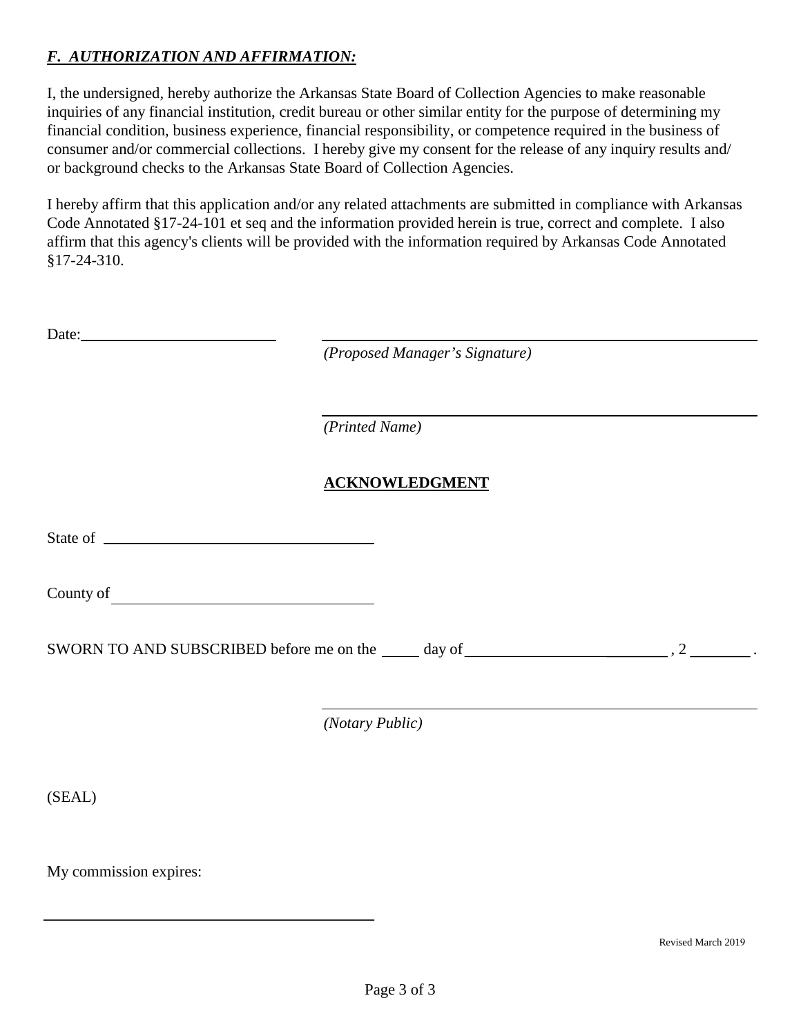## *F. AUTHORIZATION AND AFFIRMATION:*

I, the undersigned, hereby authorize the Arkansas State Board of Collection Agencies to make reasonable inquiries of any financial institution, credit bureau or other similar entity for the purpose of determining my financial condition, business experience, financial responsibility, or competence required in the business of consumer and/or commercial collections. I hereby give my consent for the release of any inquiry results and/or background checks to the Arkansas State Board of Collection Agencies.

I hereby affirm that this application and/or any related attachments are submitted in compliance with Arkansas Code Annotated §17-24-101 et seq and the information provided herein is true, correct and complete. I also affirm that this agency's clients will be provided with the information required by Arkansas Code Annotated §17-24-310.

Date:\_\_\_\_\_\_\_\_\_\_\_\_\_\_\_\_\_\_\_\_\_\_\_\_\_

\_\_\_\_\_\_\_\_\_\_\_\_\_\_\_\_\_\_\_\_\_\_\_\_\_\_\_\_\_\_\_\_\_\_\_\_\_\_\_\_\_\_\_\_\_\_
*(Proposed Manager's Signature)*

\_\_\_\_\_\_\_\_\_\_\_\_\_\_\_\_\_\_\_\_\_\_\_\_\_\_\_\_\_\_\_\_\_\_\_\_\_\_\_\_\_\_\_\_\_\_
*(Printed Name)*

**ACKNOWLEDGMENT**

State of \_\_\_\_\_\_\_\_\_\_\_\_\_\_\_\_\_\_\_\_\_\_\_\_\_\_\_\_\_\_\_\_\_

County of \_\_\_\_\_\_\_\_\_\_\_\_\_\_\_\_\_\_\_\_\_\_\_\_\_\_\_\_\_\_\_

SWORN TO AND SUBSCRIBED before me on the \_\_\_\_ day of \_\_\_\_\_\_\_\_\_\_\_\_\_\_\_\_\_\_\_\_\_\_\_\_\_, 2 \_\_\_\_\_\_\_ .

\_\_\_\_\_\_\_\_\_\_\_\_\_\_\_\_\_\_\_\_\_\_\_\_\_\_\_\_\_\_\_\_\_\_\_\_\_\_\_\_\_\_\_\_\_\_
*(Notary Public)*

(SEAL)

My commission expires:

\_\_\_\_\_\_\_\_\_\_\_\_\_\_\_\_\_\_\_\_\_\_\_\_\_\_\_\_\_\_\_\_\_\_\_\_\_\_

Revised March 2019